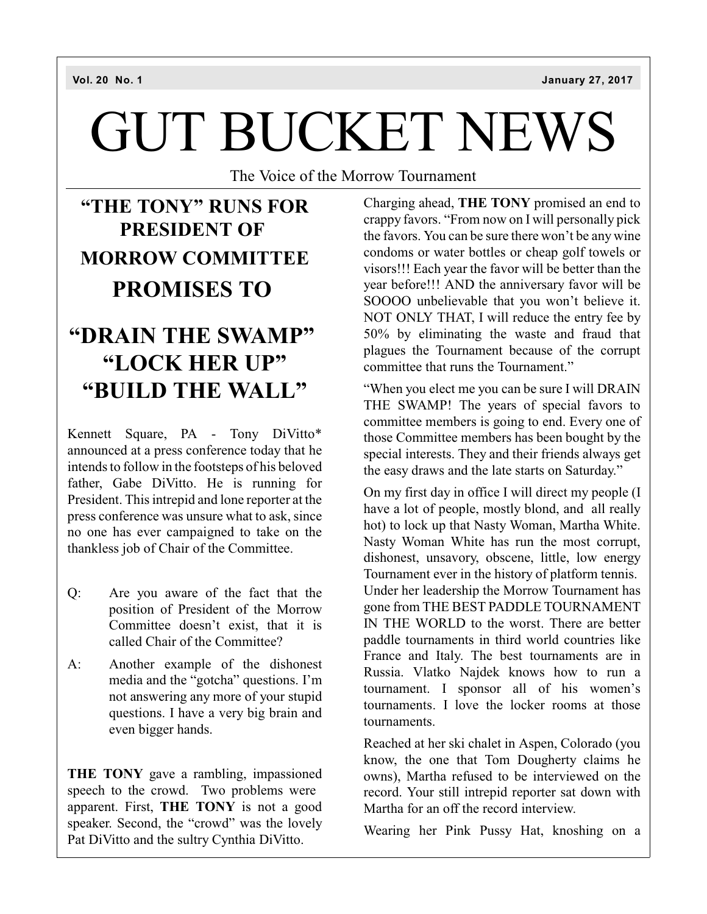Vol. 20 No. 1 — January 27, 2017

# GUT BUCKET NEWS

The Voice of the Morrow Tournament

## "THE TONY" RUNS FOR PRESIDENT OF MORROW COMMITTEE PROMISES TO "DRAIN THE SWAMP" "LOCK HER UP" "BUILD THE WALL"

Kennett Square, PA - Tony DiVitto* announced at a press conference today that he intends to follow in the footsteps of his beloved father, Gabe DiVitto. He is running for President. This intrepid and lone reporter at the press conference was unsure what to ask, since no one has ever campaigned to take on the thankless job of Chair of the Committee.

Q: Are you aware of the fact that the position of President of the Morrow Committee doesn't exist, that it is called Chair of the Committee?

A: Another example of the dishonest media and the "gotcha" questions. I'm not answering any more of your stupid questions. I have a very big brain and even bigger hands.

**THE TONY** gave a rambling, impassioned speech to the crowd. Two problems were apparent. First, **THE TONY** is not a good speaker. Second, the "crowd" was the lovely Pat DiVitto and the sultry Cynthia DiVitto.

Charging ahead, **THE TONY** promised an end to crappy favors. "From now on I will personally pick the favors. You can be sure there won't be any wine condoms or water bottles or cheap golf towels or visors!!! Each year the favor will be better than the year before!!! AND the anniversary favor will be SOOOO unbelievable that you won't believe it. NOT ONLY THAT, I will reduce the entry fee by 50% by eliminating the waste and fraud that plagues the Tournament because of the corrupt committee that runs the Tournament."

"When you elect me you can be sure I will DRAIN THE SWAMP! The years of special favors to committee members is going to end. Every one of those Committee members has been bought by the special interests. They and their friends always get the easy draws and the late starts on Saturday."

On my first day in office I will direct my people (I have a lot of people, mostly blond, and all really hot) to lock up that Nasty Woman, Martha White. Nasty Woman White has run the most corrupt, dishonest, unsavory, obscene, little, low energy Tournament ever in the history of platform tennis. Under her leadership the Morrow Tournament has gone from THE BEST PADDLE TOURNAMENT IN THE WORLD to the worst. There are better paddle tournaments in third world countries like France and Italy. The best tournaments are in Russia. Vlatko Najdek knows how to run a tournament. I sponsor all of his women's tournaments. I love the locker rooms at those tournaments.

Reached at her ski chalet in Aspen, Colorado (you know, the one that Tom Dougherty claims he owns), Martha refused to be interviewed on the record. Your still intrepid reporter sat down with Martha for an off the record interview.

Wearing her Pink Pussy Hat, knoshing on a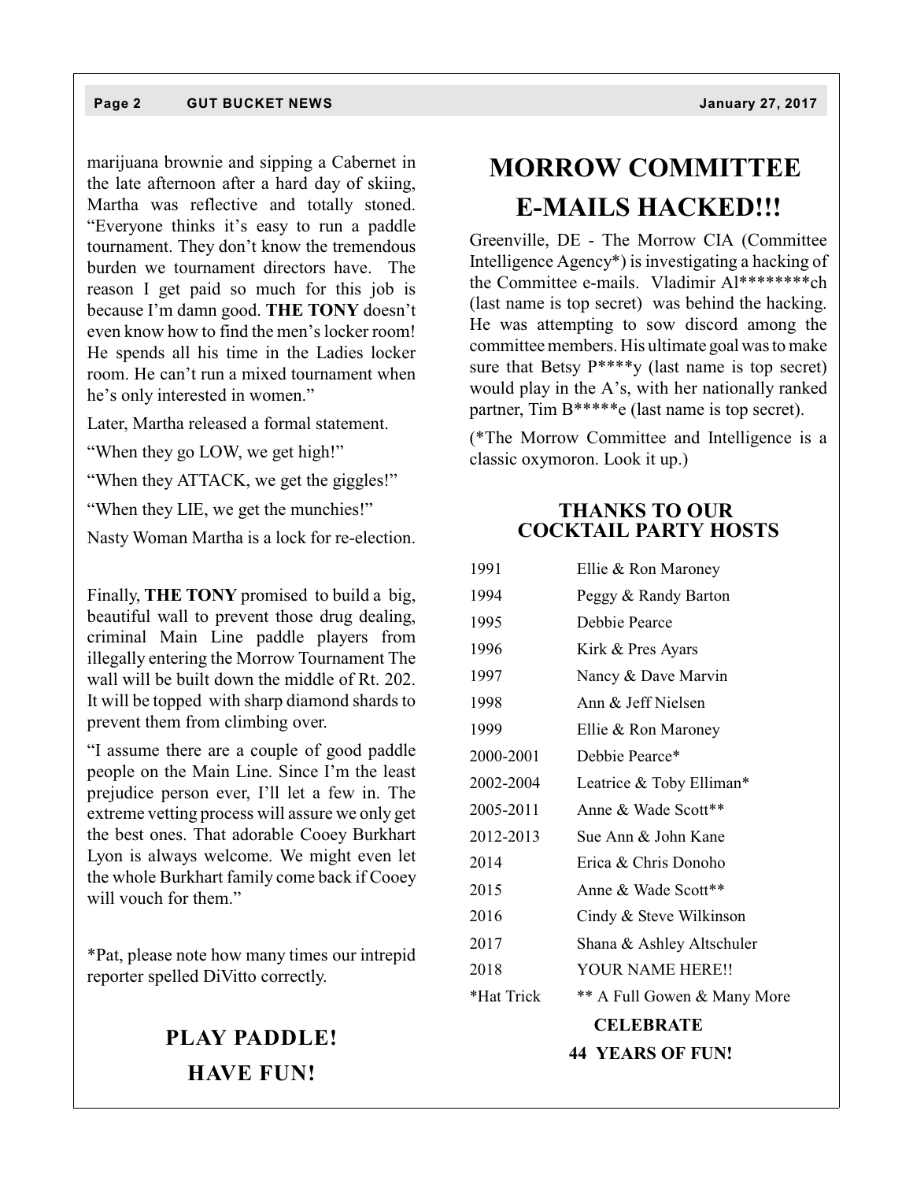marijuana brownie and sipping a Cabernet in the late afternoon after a hard day of skiing, Martha was reflective and totally stoned. "Everyone thinks it's easy to run a paddle tournament. They don't know the tremendous burden we tournament directors have. The reason I get paid so much for this job is because I'm damn good. **THE TONY** doesn't even know how to find the men's locker room! He spends all his time in the Ladies locker room. He can't run a mixed tournament when he's only interested in women."

Later, Martha released a formal statement.

"When they go LOW, we get high!"

"When they ATTACK, we get the giggles!"

"When they LIE, we get the munchies!"

Nasty Woman Martha is a lock for re-election.

Finally, **THE TONY** promised to build a big, beautiful wall to prevent those drug dealing, criminal Main Line paddle players from illegally entering the Morrow Tournament The wall will be built down the middle of Rt. 202. It will be topped with sharp diamond shards to prevent them from climbing over.

"I assume there are a couple of good paddle people on the Main Line. Since I'm the least prejudice person ever, I'll let a few in. The extreme vetting process will assure we only get the best ones. That adorable Cooey Burkhart Lyon is always welcome. We might even let the whole Burkhart family come back if Cooey will vouch for them."

*Pat, please note how many times our intrepid reporter spelled DiVitto correctly.

## PLAY PADDLE!

## HAVE FUN!

# MORROW COMMITTEE E-MAILS HACKED!!!

Greenville, DE - The Morrow CIA (Committee Intelligence Agency*) is investigating a hacking of the Committee e-mails. Vladimir Al********ch (last name is top secret) was behind the hacking. He was attempting to sow discord among the committee members. His ultimate goal was to make sure that Betsy P****y (last name is top secret) would play in the A's, with her nationally ranked partner, Tim B*****e (last name is top secret).

(*The Morrow Committee and Intelligence is a classic oxymoron. Look it up.)

### THANKS TO OUR COCKTAIL PARTY HOSTS

| | |
|---|---|
| 1991 | Ellie & Ron Maroney |
| 1994 | Peggy & Randy Barton |
| 1995 | Debbie Pearce |
| 1996 | Kirk & Pres Ayars |
| 1997 | Nancy & Dave Marvin |
| 1998 | Ann & Jeff Nielsen |
| 1999 | Ellie & Ron Maroney |
| 2000-2001 | Debbie Pearce* |
| 2002-2004 | Leatrice & Toby Elliman* |
| 2005-2011 | Anne & Wade Scott** |
| 2012-2013 | Sue Ann & John Kane |
| 2014 | Erica & Chris Donoho |
| 2015 | Anne & Wade Scott** |
| 2016 | Cindy & Steve Wilkinson |
| 2017 | Shana & Ashley Altschuler |
| 2018 | YOUR NAME HERE!! |
| *Hat Trick | ** A Full Gowen & Many More |

**CELEBRATE**

**44 YEARS OF FUN!**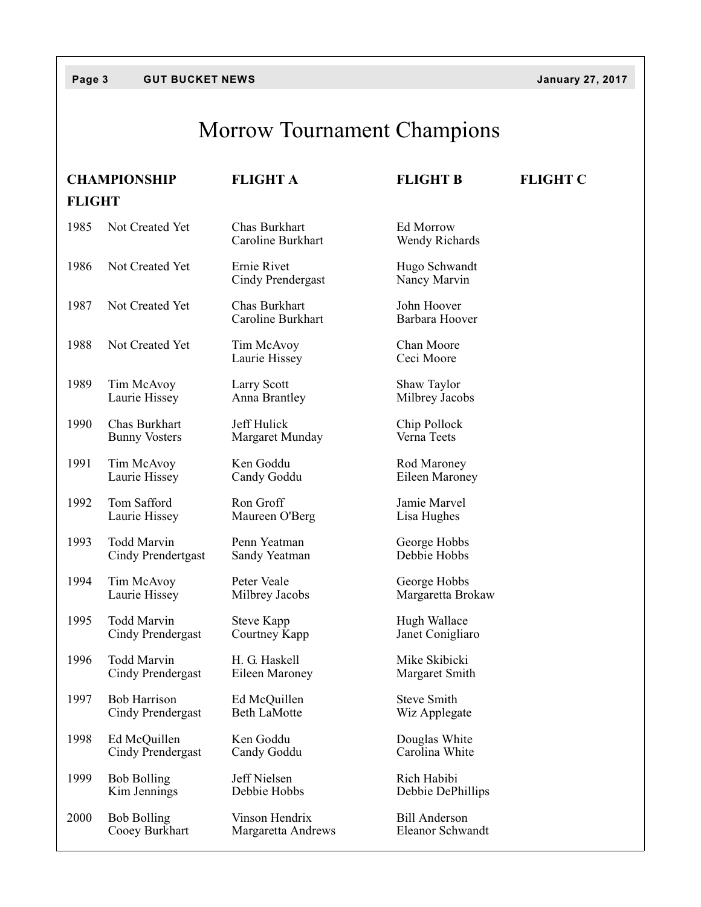# Morrow Tournament Champions

| Year | CHAMPIONSHIP FLIGHT | FLIGHT A | FLIGHT B | FLIGHT C |
|---|---|---|---|---|
| 1985 | Not Created Yet | Chas Burkhart<br>Caroline Burkhart | Ed Morrow<br>Wendy Richards | |
| 1986 | Not Created Yet | Ernie Rivet<br>Cindy Prendergast | Hugo Schwandt<br>Nancy Marvin | |
| 1987 | Not Created Yet | Chas Burkhart<br>Caroline Burkhart | John Hoover<br>Barbara Hoover | |
| 1988 | Not Created Yet | Tim McAvoy<br>Laurie Hissey | Chan Moore<br>Ceci Moore | |
| 1989 | Tim McAvoy<br>Laurie Hissey | Larry Scott<br>Anna Brantley | Shaw Taylor<br>Milbrey Jacobs | |
| 1990 | Chas Burkhart<br>Bunny Vosters | Jeff Hulick<br>Margaret Munday | Chip Pollock<br>Verna Teets | |
| 1991 | Tim McAvoy<br>Laurie Hissey | Ken Goddu<br>Candy Goddu | Rod Maroney<br>Eileen Maroney | |
| 1992 | Tom Safford<br>Laurie Hissey | Ron Groff<br>Maureen O'Berg | Jamie Marvel<br>Lisa Hughes | |
| 1993 | Todd Marvin<br>Cindy Prendertgast | Penn Yeatman<br>Sandy Yeatman | George Hobbs<br>Debbie Hobbs | |
| 1994 | Tim McAvoy<br>Laurie Hissey | Peter Veale<br>Milbrey Jacobs | George Hobbs<br>Margaretta Brokaw | |
| 1995 | Todd Marvin<br>Cindy Prendergast | Steve Kapp<br>Courtney Kapp | Hugh Wallace<br>Janet Conigliaro | |
| 1996 | Todd Marvin<br>Cindy Prendergast | H. G. Haskell<br>Eileen Maroney | Mike Skibicki<br>Margaret Smith | |
| 1997 | Bob Harrison<br>Cindy Prendergast | Ed McQuillen<br>Beth LaMotte | Steve Smith<br>Wiz Applegate | |
| 1998 | Ed McQuillen<br>Cindy Prendergast | Ken Goddu<br>Candy Goddu | Douglas White<br>Carolina White | |
| 1999 | Bob Bolling<br>Kim Jennings | Jeff Nielsen<br>Debbie Hobbs | Rich Habibi<br>Debbie DePhillips | |
| 2000 | Bob Bolling<br>Cooey Burkhart | Vinson Hendrix<br>Margaretta Andrews | Bill Anderson<br>Eleanor Schwandt | |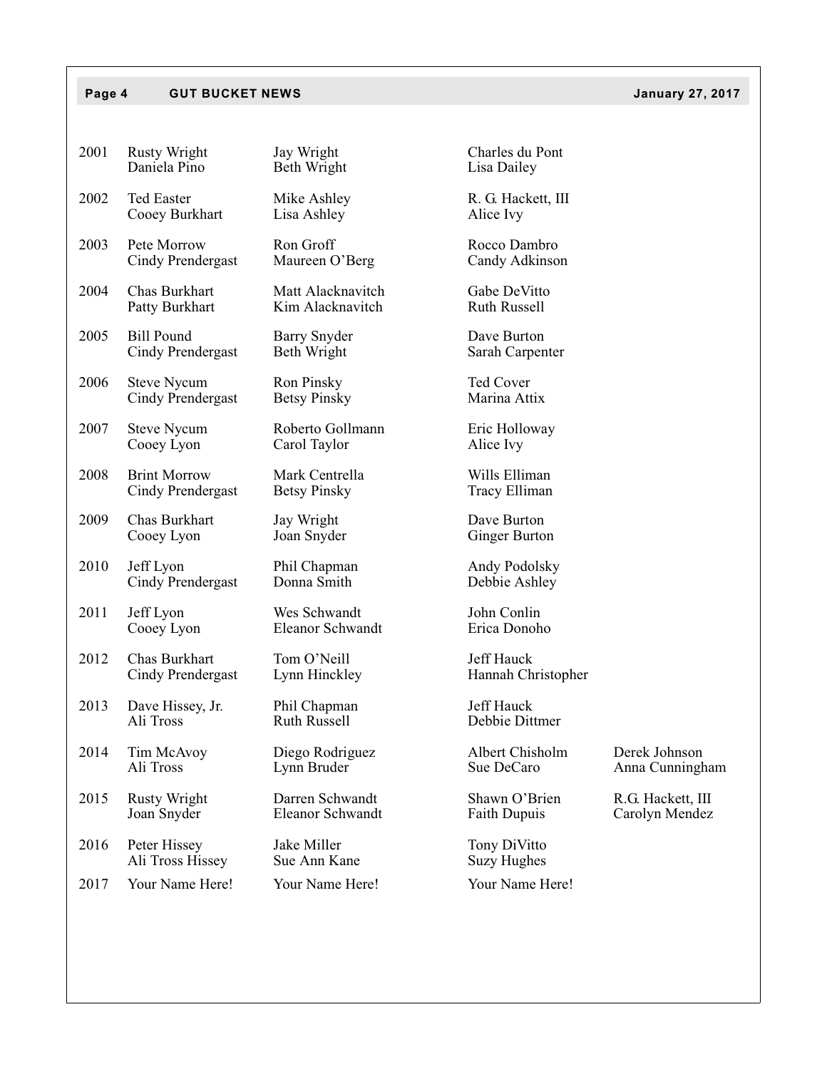| | | | | |
|---|---|---|---|---|
| 2001 | Rusty Wright<br>Daniela Pino | Jay Wright<br>Beth Wright | Charles du Pont<br>Lisa Dailey | |
| 2002 | Ted Easter<br>Cooey Burkhart | Mike Ashley<br>Lisa Ashley | R. G. Hackett, III<br>Alice Ivy | |
| 2003 | Pete Morrow<br>Cindy Prendergast | Ron Groff<br>Maureen O'Berg | Rocco Dambro<br>Candy Adkinson | |
| 2004 | Chas Burkhart<br>Patty Burkhart | Matt Alacknavitch<br>Kim Alacknavitch | Gabe DeVitto<br>Ruth Russell | |
| 2005 | Bill Pound<br>Cindy Prendergast | Barry Snyder<br>Beth Wright | Dave Burton<br>Sarah Carpenter | |
| 2006 | Steve Nycum<br>Cindy Prendergast | Ron Pinsky<br>Betsy Pinsky | Ted Cover<br>Marina Attix | |
| 2007 | Steve Nycum<br>Cooey Lyon | Roberto Gollmann<br>Carol Taylor | Eric Holloway<br>Alice Ivy | |
| 2008 | Brint Morrow<br>Cindy Prendergast | Mark Centrella<br>Betsy Pinsky | Wills Elliman<br>Tracy Elliman | |
| 2009 | Chas Burkhart<br>Cooey Lyon | Jay Wright<br>Joan Snyder | Dave Burton<br>Ginger Burton | |
| 2010 | Jeff Lyon<br>Cindy Prendergast | Phil Chapman<br>Donna Smith | Andy Podolsky<br>Debbie Ashley | |
| 2011 | Jeff Lyon<br>Cooey Lyon | Wes Schwandt<br>Eleanor Schwandt | John Conlin<br>Erica Donoho | |
| 2012 | Chas Burkhart<br>Cindy Prendergast | Tom O'Neill<br>Lynn Hinckley | Jeff Hauck<br>Hannah Christopher | |
| 2013 | Dave Hissey, Jr.<br>Ali Tross | Phil Chapman<br>Ruth Russell | Jeff Hauck<br>Debbie Dittmer | |
| 2014 | Tim McAvoy<br>Ali Tross | Diego Rodriguez<br>Lynn Bruder | Albert Chisholm<br>Sue DeCaro | Derek Johnson<br>Anna Cunningham |
| 2015 | Rusty Wright<br>Joan Snyder | Darren Schwandt<br>Eleanor Schwandt | Shawn O'Brien<br>Faith Dupuis | R.G. Hackett, III<br>Carolyn Mendez |
| 2016 | Peter Hissey<br>Ali Tross Hissey | Jake Miller<br>Sue Ann Kane | Tony DiVitto<br>Suzy Hughes | |
| 2017 | Your Name Here! | Your Name Here! | Your Name Here! | |